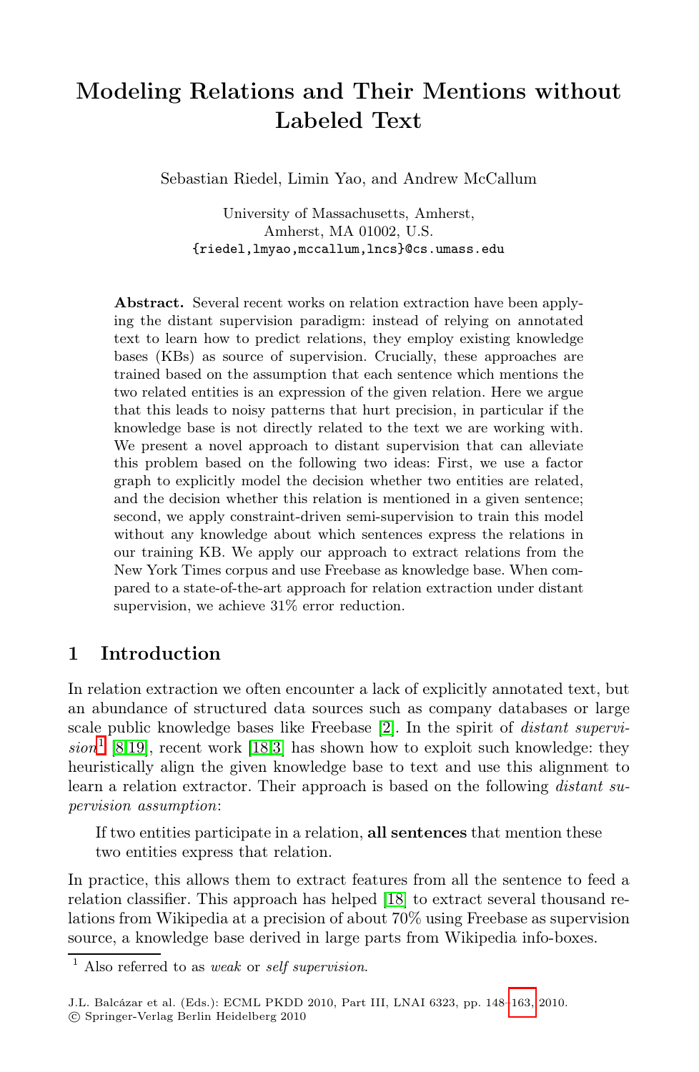# Modeling Relations and Their Mentions without Labeled Text

Sebastian Riedel, Limin Yao, and Andrew McCallum

University of Massachusetts, Amherst,
Amherst, MA 01002, U.S.
{riedel,lmyao,mccallum,lncs}@cs.umass.edu

**Abstract.** Several recent works on relation extraction have been applying the distant supervision paradigm: instead of relying on annotated text to learn how to predict relations, they employ existing knowledge bases (KBs) as source of supervision. Crucially, these approaches are trained based on the assumption that each sentence which mentions the two related entities is an expression of the given relation. Here we argue that this leads to noisy patterns that hurt precision, in particular if the knowledge base is not directly related to the text we are working with. We present a novel approach to distant supervision that can alleviate this problem based on the following two ideas: First, we use a factor graph to explicitly model the decision whether two entities are related, and the decision whether this relation is mentioned in a given sentence; second, we apply constraint-driven semi-supervision to train this model without any knowledge about which sentences express the relations in our training KB. We apply our approach to extract relations from the New York Times corpus and use Freebase as knowledge base. When compared to a state-of-the-art approach for relation extraction under distant supervision, we achieve 31% error reduction.

## 1 Introduction

In relation extraction we often encounter a lack of explicitly annotated text, but an abundance of structured data sources such as company databases or large scale public knowledge bases like Freebase [2]. In the spirit of *distant supervision*[1] [8,19], recent work [18,3] has shown how to exploit such knowledge: they heuristically align the given knowledge base to text and use this alignment to learn a relation extractor. Their approach is based on the following *distant supervision assumption*:

> If two entities participate in a relation, **all sentences** that mention these two entities express that relation.

In practice, this allows them to extract features from all the sentence to feed a relation classifier. This approach has helped [18] to extract several thousand relations from Wikipedia at a precision of about 70% using Freebase as supervision source, a knowledge base derived in large parts from Wikipedia info-boxes.

[1] Also referred to as *weak* or *self supervision*.

J.L. Balcázar et al. (Eds.): ECML PKDD 2010, Part III, LNAI 6323, pp. 148–163, 2010.
© Springer-Verlag Berlin Heidelberg 2010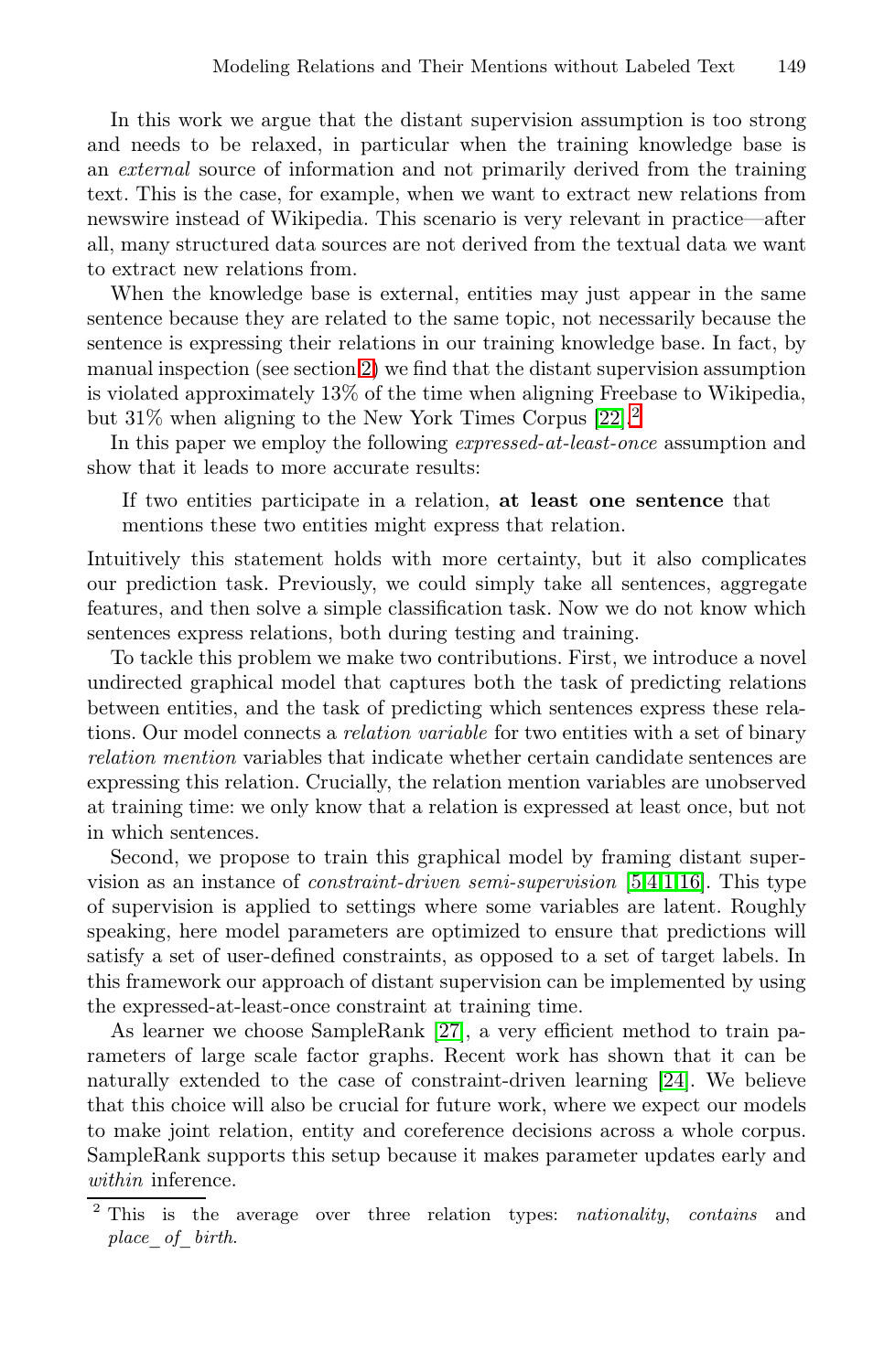In this work we argue that the distant supervision assumption is too strong and needs to be relaxed, in particular when the training knowledge base is an *external* source of information and not primarily derived from the training text. This is the case, for example, when we want to extract new relations from newswire instead of Wikipedia. This scenario is very relevant in practice—after all, many structured data sources are not derived from the textual data we want to extract new relations from.

When the knowledge base is external, entities may just appear in the same sentence because they are related to the same topic, not necessarily because the sentence is expressing their relations in our training knowledge base. In fact, by manual inspection (see section 2) we find that the distant supervision assumption is violated approximately 13% of the time when aligning Freebase to Wikipedia, but 31% when aligning to the New York Times Corpus [22].[2]

In this paper we employ the following *expressed-at-least-once* assumption and show that it leads to more accurate results:

> If two entities participate in a relation, **at least one sentence** that mentions these two entities might express that relation.

Intuitively this statement holds with more certainty, but it also complicates our prediction task. Previously, we could simply take all sentences, aggregate features, and then solve a simple classification task. Now we do not know which sentences express relations, both during testing and training.

To tackle this problem we make two contributions. First, we introduce a novel undirected graphical model that captures both the task of predicting relations between entities, and the task of predicting which sentences express these relations. Our model connects a *relation variable* for two entities with a set of binary *relation mention* variables that indicate whether certain candidate sentences are expressing this relation. Crucially, the relation mention variables are unobserved at training time: we only know that a relation is expressed at least once, but not in which sentences.

Second, we propose to train this graphical model by framing distant supervision as an instance of *constraint-driven semi-supervision* [5,4,1,16]. This type of supervision is applied to settings where some variables are latent. Roughly speaking, here model parameters are optimized to ensure that predictions will satisfy a set of user-defined constraints, as opposed to a set of target labels. In this framework our approach of distant supervision can be implemented by using the expressed-at-least-once constraint at training time.

As learner we choose SampleRank [27], a very efficient method to train parameters of large scale factor graphs. Recent work has shown that it can be naturally extended to the case of constraint-driven learning [24]. We believe that this choice will also be crucial for future work, where we expect our models to make joint relation, entity and coreference decisions across a whole corpus. SampleRank supports this setup because it makes parameter updates early and *within* inference.

---

[2] This is the average over three relation types: *nationality*, *contains* and *place_of_birth*.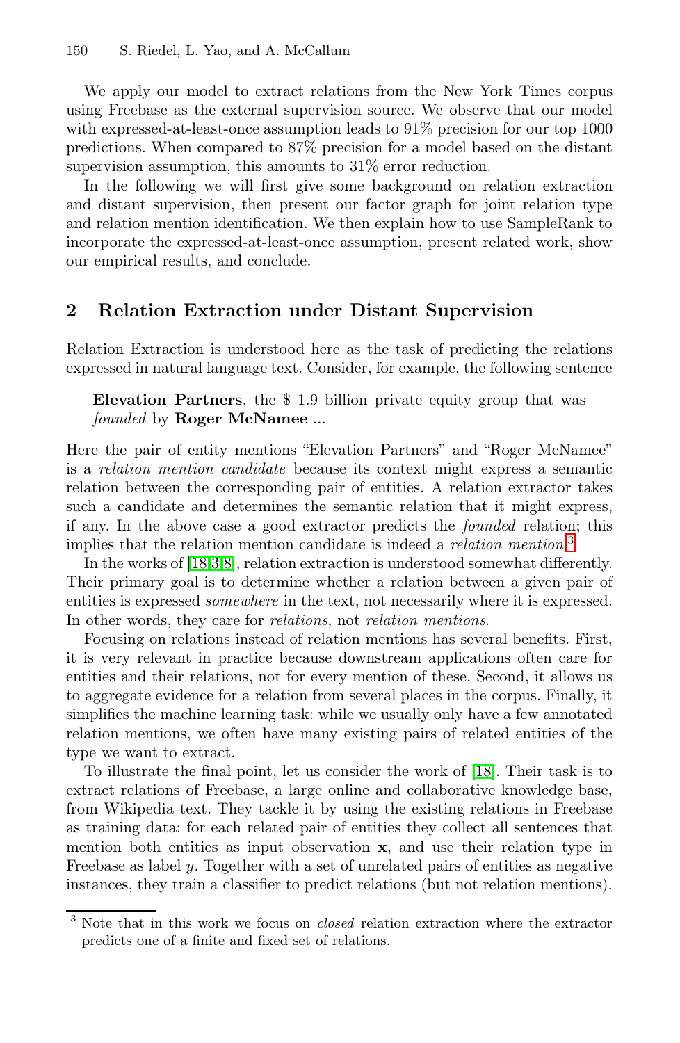We apply our model to extract relations from the New York Times corpus using Freebase as the external supervision source. We observe that our model with expressed-at-least-once assumption leads to 91% precision for our top 1000 predictions. When compared to 87% precision for a model based on the distant supervision assumption, this amounts to 31% error reduction.

In the following we will first give some background on relation extraction and distant supervision, then present our factor graph for joint relation type and relation mention identification. We then explain how to use SampleRank to incorporate the expressed-at-least-once assumption, present related work, show our empirical results, and conclude.

## 2 Relation Extraction under Distant Supervision

Relation Extraction is understood here as the task of predicting the relations expressed in natural language text. Consider, for example, the following sentence

> **Elevation Partners**, the $ 1.9 billion private equity group that was *founded* by **Roger McNamee** ...

Here the pair of entity mentions "Elevation Partners" and "Roger McNamee" is a *relation mention candidate* because its context might express a semantic relation between the corresponding pair of entities. A relation extractor takes such a candidate and determines the semantic relation that it might express, if any. In the above case a good extractor predicts the *founded* relation; this implies that the relation mention candidate is indeed a *relation mention*.[3]

In the works of [18,3,8], relation extraction is understood somewhat differently. Their primary goal is to determine whether a relation between a given pair of entities is expressed *somewhere* in the text, not necessarily where it is expressed. In other words, they care for *relations*, not *relation mentions*.

Focusing on relations instead of relation mentions has several benefits. First, it is very relevant in practice because downstream applications often care for entities and their relations, not for every mention of these. Second, it allows us to aggregate evidence for a relation from several places in the corpus. Finally, it simplifies the machine learning task: while we usually only have a few annotated relation mentions, we often have many existing pairs of related entities of the type we want to extract.

To illustrate the final point, let us consider the work of [18]. Their task is to extract relations of Freebase, a large online and collaborative knowledge base, from Wikipedia text. They tackle it by using the existing relations in Freebase as training data: for each related pair of entities they collect all sentences that mention both entities as input observation $\mathbf{x}$, and use their relation type in Freebase as label $y$. Together with a set of unrelated pairs of entities as negative instances, they train a classifier to predict relations (but not relation mentions).

[3] Note that in this work we focus on *closed* relation extraction where the extractor predicts one of a finite and fixed set of relations.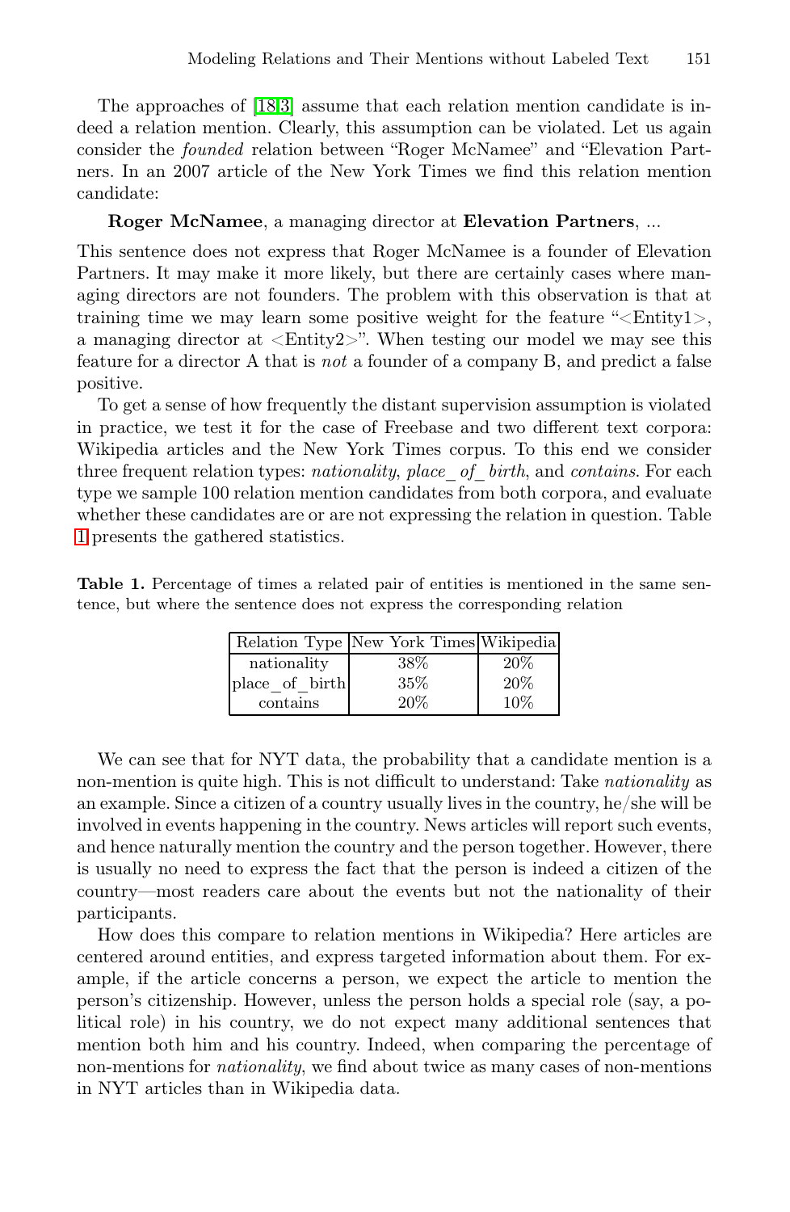The approaches of [18,3] assume that each relation mention candidate is indeed a relation mention. Clearly, this assumption can be violated. Let us again consider the *founded* relation between "Roger McNamee" and "Elevation Partners. In an 2007 article of the New York Times we find this relation mention candidate:

**Roger McNamee**, a managing director at **Elevation Partners**, ...

This sentence does not express that Roger McNamee is a founder of Elevation Partners. It may make it more likely, but there are certainly cases where managing directors are not founders. The problem with this observation is that at training time we may learn some positive weight for the feature "<Entity1>, a managing director at <Entity2>". When testing our model we may see this feature for a director A that is *not* a founder of a company B, and predict a false positive.

To get a sense of how frequently the distant supervision assumption is violated in practice, we test it for the case of Freebase and two different text corpora: Wikipedia articles and the New York Times corpus. To this end we consider three frequent relation types: *nationality*, *place_of_birth*, and *contains*. For each type we sample 100 relation mention candidates from both corpora, and evaluate whether these candidates are or are not expressing the relation in question. Table 1 presents the gathered statistics.

**Table 1.** Percentage of times a related pair of entities is mentioned in the same sentence, but where the sentence does not express the corresponding relation

| Relation Type | New York Times | Wikipedia |
|---|---|---|
| nationality | 38% | 20% |
| place_of_birth | 35% | 20% |
| contains | 20% | 10% |

We can see that for NYT data, the probability that a candidate mention is a non-mention is quite high. This is not difficult to understand: Take *nationality* as an example. Since a citizen of a country usually lives in the country, he/she will be involved in events happening in the country. News articles will report such events, and hence naturally mention the country and the person together. However, there is usually no need to express the fact that the person is indeed a citizen of the country—most readers care about the events but not the nationality of their participants.

How does this compare to relation mentions in Wikipedia? Here articles are centered around entities, and express targeted information about them. For example, if the article concerns a person, we expect the article to mention the person's citizenship. However, unless the person holds a special role (say, a political role) in his country, we do not expect many additional sentences that mention both him and his country. Indeed, when comparing the percentage of non-mentions for *nationality*, we find about twice as many cases of non-mentions in NYT articles than in Wikipedia data.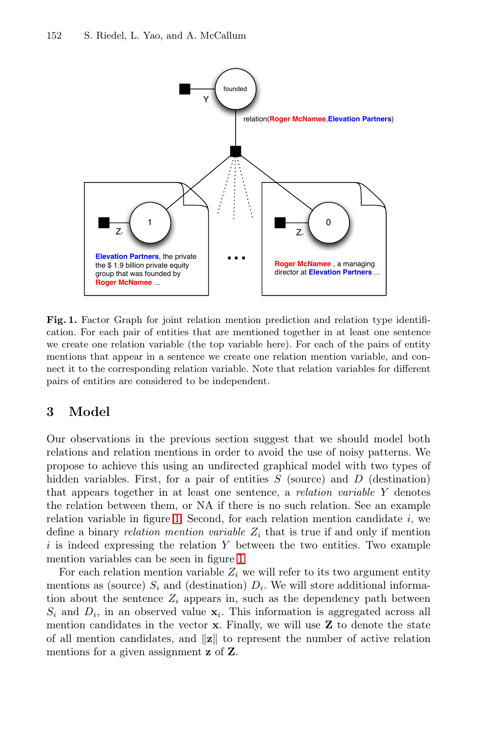**Fig. 1.** Factor Graph for joint relation mention prediction and relation type identification. For each pair of entities that are mentioned together in at least one sentence we create one relation variable (the top variable here). For each of the pairs of entity mentions that appear in a sentence we create one relation mention variable, and connect it to the corresponding relation variable. Note that relation variables for different pairs of entities are considered to be independent.

## 3 Model

Our observations in the previous section suggest that we should model both relations and relation mentions in order to avoid the use of noisy patterns. We propose to achieve this using an undirected graphical model with two types of hidden variables. First, for a pair of entities $S$ (source) and $D$ (destination) that appears together in at least one sentence, a *relation variable* $Y$ denotes the relation between them, or NA if there is no such relation. See an example relation variable in figure 1. Second, for each relation mention candidate $i$, we define a binary *relation mention variable* $Z_i$ that is true if and only if mention $i$ is indeed expressing the relation $Y$ between the two entities. Two example mention variables can be seen in figure 1.

For each relation mention variable $Z_i$ we will refer to its two argument entity mentions as (source) $S_i$ and (destination) $D_i$. We will store additional information about the sentence $Z_i$ appears in, such as the dependency path between $S_i$ and $D_i$, in an observed value $\mathbf{x}_i$. This information is aggregated across all mention candidates in the vector $\mathbf{x}$. Finally, we will use $\mathbf{Z}$ to denote the state of all mention candidates, and $\|\mathbf{z}\|$ to represent the number of active relation mentions for a given assignment $\mathbf{z}$ of $\mathbf{Z}$.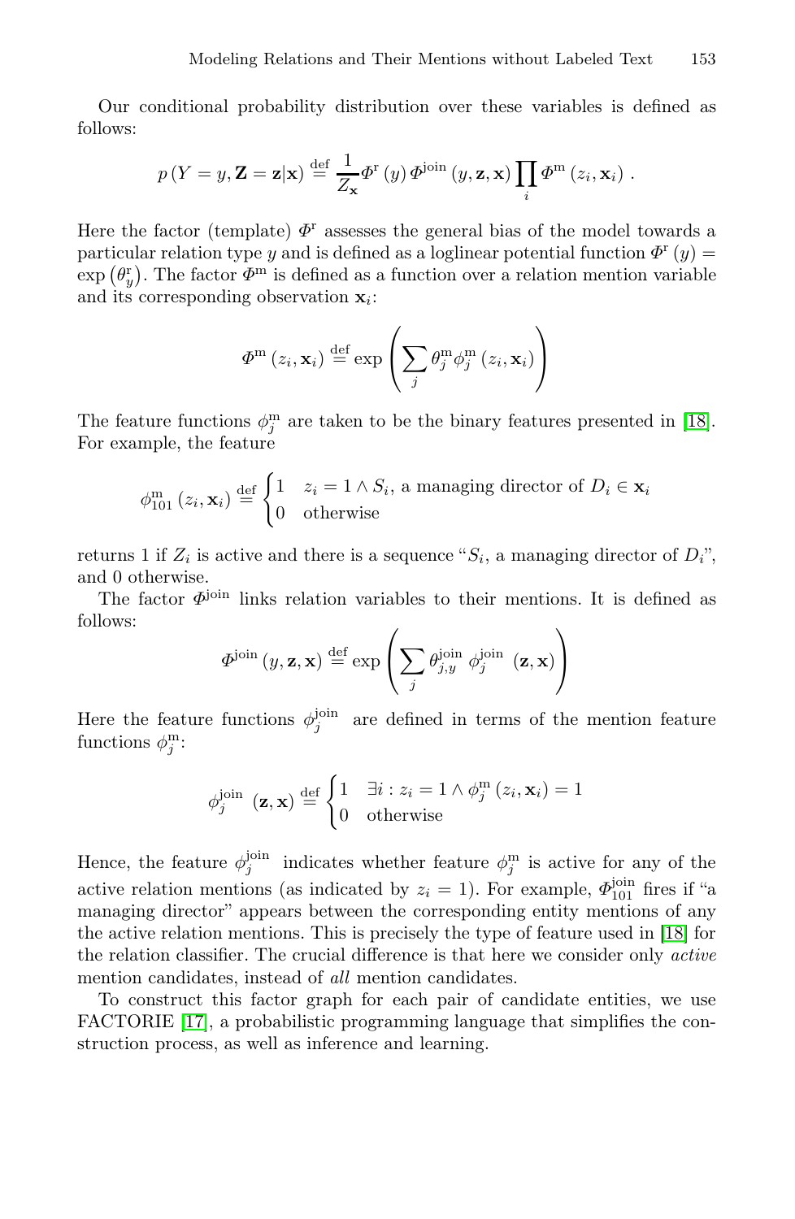Our conditional probability distribution over these variables is defined as follows:

$$p\left(Y=y, \mathbf{Z}=\mathbf{z} \mid \mathbf{x}\right) \stackrel{\text{def}}{=} \frac{1}{Z_{\mathbf{x}}} \Phi^{\mathrm{r}}\left(y\right) \Phi^{\mathrm{join}}\left(y, \mathbf{z}, \mathbf{x}\right) \prod_{i} \Phi^{\mathrm{m}}\left(z_i, \mathbf{x}_i\right) .$$

Here the factor (template) $\Phi^{\mathrm{r}}$ assesses the general bias of the model towards a particular relation type $y$ and is defined as a loglinear potential function $\Phi^{\mathrm{r}}(y) = \exp\left(\theta^{\mathrm{r}}_y\right)$. The factor $\Phi^{\mathrm{m}}$ is defined as a function over a relation mention variable and its corresponding observation $\mathbf{x}_i$:

$$\Phi^{\mathrm{m}}\left(z_i, \mathbf{x}_i\right) \stackrel{\text{def}}{=} \exp\left(\sum_j \theta^{\mathrm{m}}_j \phi^{\mathrm{m}}_j\left(z_i, \mathbf{x}_i\right)\right)$$

The feature functions $\phi^{\mathrm{m}}_j$ are taken to be the binary features presented in [18]. For example, the feature

$$\phi^{\mathrm{m}}_{101}\left(z_i, \mathbf{x}_i\right) \stackrel{\text{def}}{=} \begin{cases} 1 & z_i = 1 \wedge S_i, \text{ a managing director of } D_i \in \mathbf{x}_i \\ 0 & \text{otherwise} \end{cases}$$

returns 1 if $Z_i$ is active and there is a sequence "$S_i$, a managing director of $D_i$", and 0 otherwise.

The factor $\Phi^{\mathrm{join}}$ links relation variables to their mentions. It is defined as follows:

$$\Phi^{\mathrm{join}}\left(y, \mathbf{z}, \mathbf{x}\right) \stackrel{\text{def}}{=} \exp\left(\sum_j \theta^{\mathrm{join}}_{j,y} \, \phi^{\mathrm{join}}_j \, \left(\mathbf{z}, \mathbf{x}\right)\right)$$

Here the feature functions $\phi^{\mathrm{join}}_j$ are defined in terms of the mention feature functions $\phi^{\mathrm{m}}_j$:

$$\phi^{\mathrm{join}}_j \, \left(\mathbf{z}, \mathbf{x}\right) \stackrel{\text{def}}{=} \begin{cases} 1 & \exists i : z_i = 1 \wedge \phi^{\mathrm{m}}_j\left(z_i, \mathbf{x}_i\right) = 1 \\ 0 & \text{otherwise} \end{cases}$$

Hence, the feature $\phi^{\mathrm{join}}_j$ indicates whether feature $\phi^{\mathrm{m}}_j$ is active for any of the active relation mentions (as indicated by $z_i = 1$). For example, $\Phi^{\mathrm{join}}_{101}$ fires if "a managing director" appears between the corresponding entity mentions of any the active relation mentions. This is precisely the type of feature used in [18] for the relation classifier. The crucial difference is that here we consider only *active* mention candidates, instead of *all* mention candidates.

To construct this factor graph for each pair of candidate entities, we use FACTORIE [17], a probabilistic programming language that simplifies the construction process, as well as inference and learning.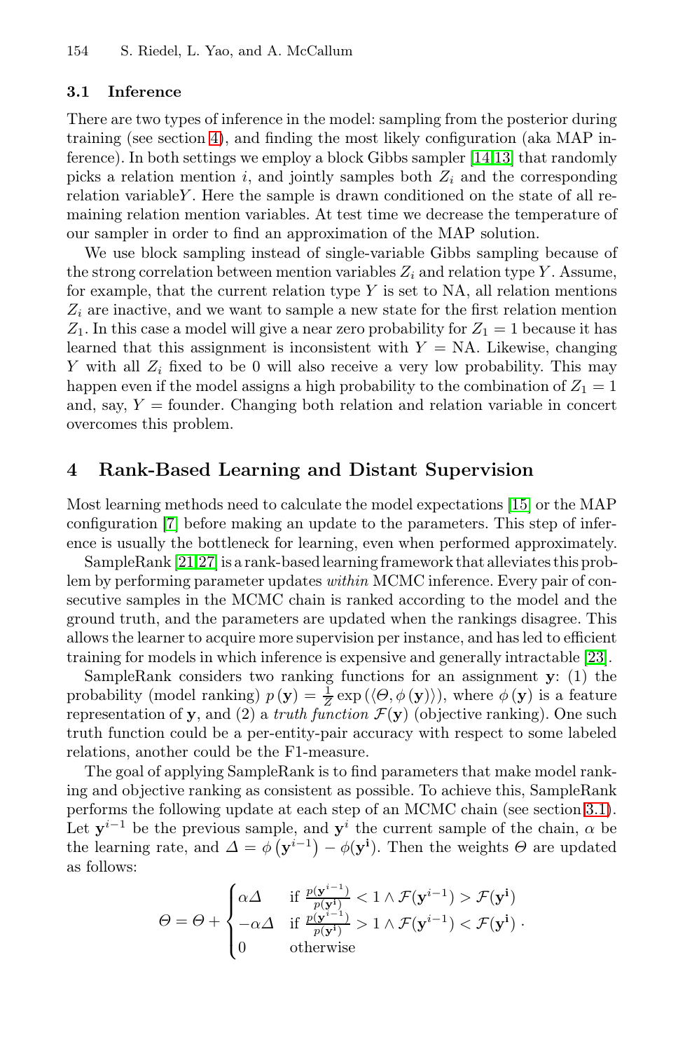### 3.1 Inference

There are two types of inference in the model: sampling from the posterior during training (see section 4), and finding the most likely configuration (aka MAP inference). In both settings we employ a block Gibbs sampler [14,13] that randomly picks a relation mention $i$, and jointly samples both $Z_i$ and the corresponding relation variable$Y$. Here the sample is drawn conditioned on the state of all remaining relation mention variables. At test time we decrease the temperature of our sampler in order to find an approximation of the MAP solution.

We use block sampling instead of single-variable Gibbs sampling because of the strong correlation between mention variables $Z_i$ and relation type $Y$. Assume, for example, that the current relation type $Y$ is set to NA, all relation mentions $Z_i$ are inactive, and we want to sample a new state for the first relation mention $Z_1$. In this case a model will give a near zero probability for $Z_1 = 1$ because it has learned that this assignment is inconsistent with $Y = \text{NA}$. Likewise, changing $Y$ with all $Z_i$ fixed to be 0 will also receive a very low probability. This may happen even if the model assigns a high probability to the combination of $Z_1 = 1$ and, say, $Y = \text{founder}$. Changing both relation and relation variable in concert overcomes this problem.

## 4 Rank-Based Learning and Distant Supervision

Most learning methods need to calculate the model expectations [15] or the MAP configuration [7] before making an update to the parameters. This step of inference is usually the bottleneck for learning, even when performed approximately.

SampleRank [21,27] is a rank-based learning framework that alleviates this problem by performing parameter updates *within* MCMC inference. Every pair of consecutive samples in the MCMC chain is ranked according to the model and the ground truth, and the parameters are updated when the rankings disagree. This allows the learner to acquire more supervision per instance, and has led to efficient training for models in which inference is expensive and generally intractable [23].

SampleRank considers two ranking functions for an assignment $\mathbf{y}$: (1) the probability (model ranking) $p(\mathbf{y}) = \frac{1}{Z}\exp(\langle \Theta, \phi(\mathbf{y})\rangle)$, where $\phi(\mathbf{y})$ is a feature representation of $\mathbf{y}$, and (2) a *truth function* $\mathcal{F}(\mathbf{y})$ (objective ranking). One such truth function could be a per-entity-pair accuracy with respect to some labeled relations, another could be the F1-measure.

The goal of applying SampleRank is to find parameters that make model ranking and objective ranking as consistent as possible. To achieve this, SampleRank performs the following update at each step of an MCMC chain (see section 3.1). Let $\mathbf{y}^{i-1}$ be the previous sample, and $\mathbf{y}^{i}$ the current sample of the chain, $\alpha$ be the learning rate, and $\Delta = \phi(\mathbf{y}^{i-1}) - \phi(\mathbf{y}^{i})$. Then the weights $\Theta$ are updated as follows:

$$\Theta = \Theta + \begin{cases} \alpha\Delta & \text{if } \frac{p(\mathbf{y}^{i-1})}{p(\mathbf{y}^{i})} < 1 \wedge \mathcal{F}(\mathbf{y}^{i-1}) > \mathcal{F}(\mathbf{y}^{i}) \\ -\alpha\Delta & \text{if } \frac{p(\mathbf{y}^{i-1})}{p(\mathbf{y}^{i})} > 1 \wedge \mathcal{F}(\mathbf{y}^{i-1}) < \mathcal{F}(\mathbf{y}^{i}) \\ 0 & \text{otherwise} \end{cases}.$$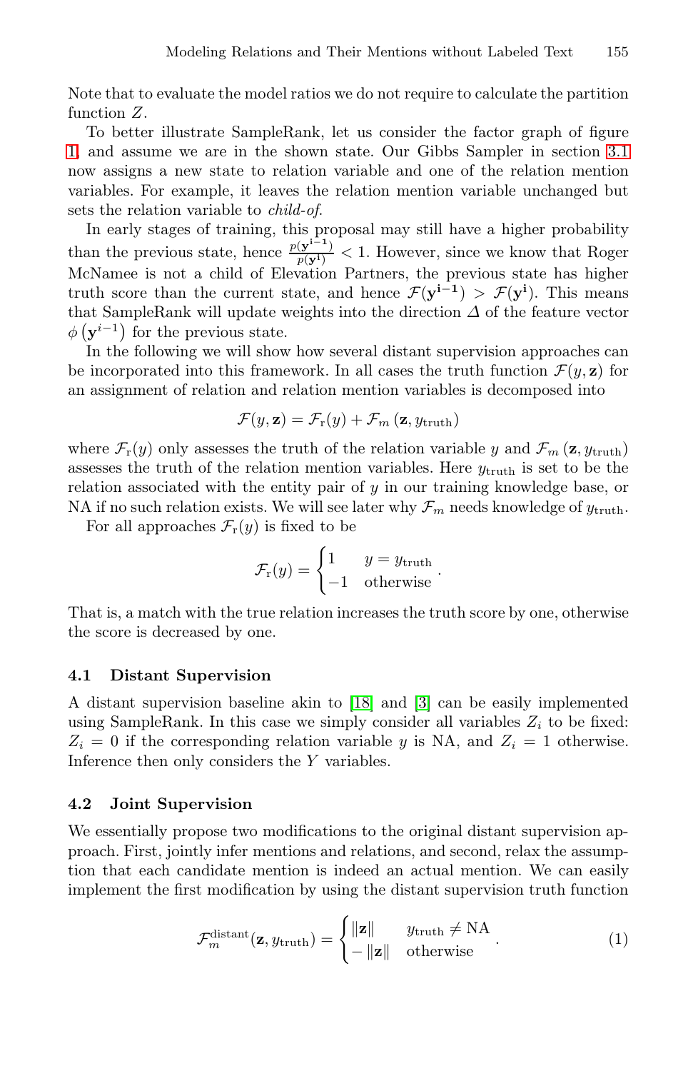Note that to evaluate the model ratios we do not require to calculate the partition function $Z$.

To better illustrate SampleRank, let us consider the factor graph of figure 1, and assume we are in the shown state. Our Gibbs Sampler in section 3.1 now assigns a new state to relation variable and one of the relation mention variables. For example, it leaves the relation mention variable unchanged but sets the relation variable to *child-of*.

In early stages of training, this proposal may still have a higher probability than the previous state, hence $\frac{p(\mathbf{y^{i-1}})}{p(\mathbf{y^{i}})} < 1$. However, since we know that Roger McNamee is not a child of Elevation Partners, the previous state has higher truth score than the current state, and hence $\mathcal{F}(\mathbf{y^{i-1}}) > \mathcal{F}(\mathbf{y^{i}})$. This means that SampleRank will update weights into the direction $\Delta$ of the feature vector $\phi\left(\mathbf{y}^{i-1}\right)$ for the previous state.

In the following we will show how several distant supervision approaches can be incorporated into this framework. In all cases the truth function $\mathcal{F}(y, \mathbf{z})$ for an assignment of relation and relation mention variables is decomposed into

$$\mathcal{F}(y, \mathbf{z}) = \mathcal{F}_{\mathrm{r}}(y) + \mathcal{F}_{m}\left(\mathbf{z}, y_{\mathrm{truth}}\right)$$

where $\mathcal{F}_{\mathrm{r}}(y)$ only assesses the truth of the relation variable $y$ and $\mathcal{F}_{m}\left(\mathbf{z}, y_{\mathrm{truth}}\right)$ assesses the truth of the relation mention variables. Here $y_{\mathrm{truth}}$ is set to be the relation associated with the entity pair of $y$ in our training knowledge base, or NA if no such relation exists. We will see later why $\mathcal{F}_m$ needs knowledge of $y_{\mathrm{truth}}$.

For all approaches $\mathcal{F}_{\mathrm{r}}(y)$ is fixed to be

$$\mathcal{F}_{\mathrm{r}}(y) = \begin{cases} 1 & y = y_{\mathrm{truth}} \\ -1 & \text{otherwise} \end{cases}.$$

That is, a match with the true relation increases the truth score by one, otherwise the score is decreased by one.

### 4.1 Distant Supervision

A distant supervision baseline akin to [18] and [3] can be easily implemented using SampleRank. In this case we simply consider all variables $Z_i$ to be fixed: $Z_i = 0$ if the corresponding relation variable $y$ is NA, and $Z_i = 1$ otherwise. Inference then only considers the $Y$ variables.

### 4.2 Joint Supervision

We essentially propose two modifications to the original distant supervision approach. First, jointly infer mentions and relations, and second, relax the assumption that each candidate mention is indeed an actual mention. We can easily implement the first modification by using the distant supervision truth function

$$\mathcal{F}_{m}^{\mathrm{distant}}(\mathbf{z}, y_{\mathrm{truth}}) = \begin{cases} \|\mathbf{z}\| & y_{\mathrm{truth}} \neq \mathrm{NA} \\ -\|\mathbf{z}\| & \text{otherwise} \end{cases}. \tag{1}$$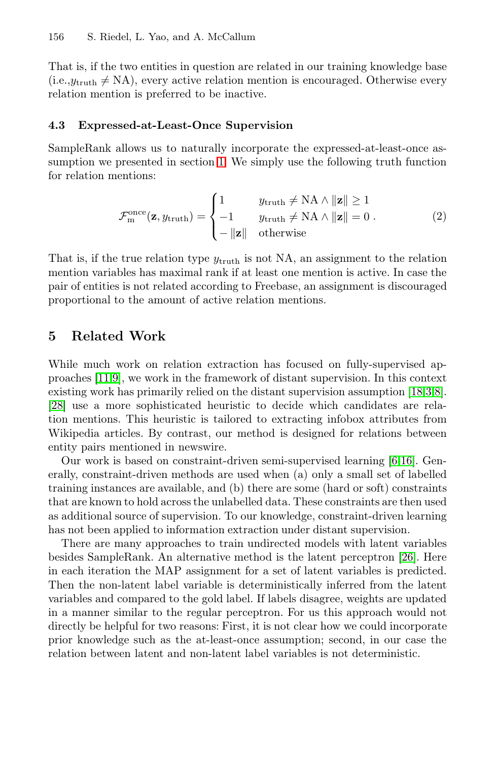That is, if the two entities in question are related in our training knowledge base (i.e.,$y_{\text{truth}} \neq \text{NA}$), every active relation mention is encouraged. Otherwise every relation mention is preferred to be inactive.

### 4.3 Expressed-at-Least-Once Supervision

SampleRank allows us to naturally incorporate the expressed-at-least-once assumption we presented in section 1. We simply use the following truth function for relation mentions:

$$\mathcal{F}_{\text{m}}^{\text{once}}(\mathbf{z}, y_{\text{truth}}) = \begin{cases} 1 & y_{\text{truth}} \neq \text{NA} \wedge \|\mathbf{z}\| \geq 1 \\ -1 & y_{\text{truth}} \neq \text{NA} \wedge \|\mathbf{z}\| = 0 \\ -\|\mathbf{z}\| & \text{otherwise} \end{cases}. \tag{2}$$

That is, if the true relation type $y_{\text{truth}}$ is not NA, an assignment to the relation mention variables has maximal rank if at least one mention is active. In case the pair of entities is not related according to Freebase, an assignment is discouraged proportional to the amount of active relation mentions.

## 5 Related Work

While much work on relation extraction has focused on fully-supervised approaches [11,9], we work in the framework of distant supervision. In this context existing work has primarily relied on the distant supervision assumption [18,3,8]. [28] use a more sophisticated heuristic to decide which candidates are relation mentions. This heuristic is tailored to extracting infobox attributes from Wikipedia articles. By contrast, our method is designed for relations between entity pairs mentioned in newswire.

Our work is based on constraint-driven semi-supervised learning [6,16]. Generally, constraint-driven methods are used when (a) only a small set of labelled training instances are available, and (b) there are some (hard or soft) constraints that are known to hold across the unlabelled data. These constraints are then used as additional source of supervision. To our knowledge, constraint-driven learning has not been applied to information extraction under distant supervision.

There are many approaches to train undirected models with latent variables besides SampleRank. An alternative method is the latent perceptron [26]. Here in each iteration the MAP assignment for a set of latent variables is predicted. Then the non-latent label variable is deterministically inferred from the latent variables and compared to the gold label. If labels disagree, weights are updated in a manner similar to the regular perceptron. For us this approach would not directly be helpful for two reasons: First, it is not clear how we could incorporate prior knowledge such as the at-least-once assumption; second, in our case the relation between latent and non-latent label variables is not deterministic.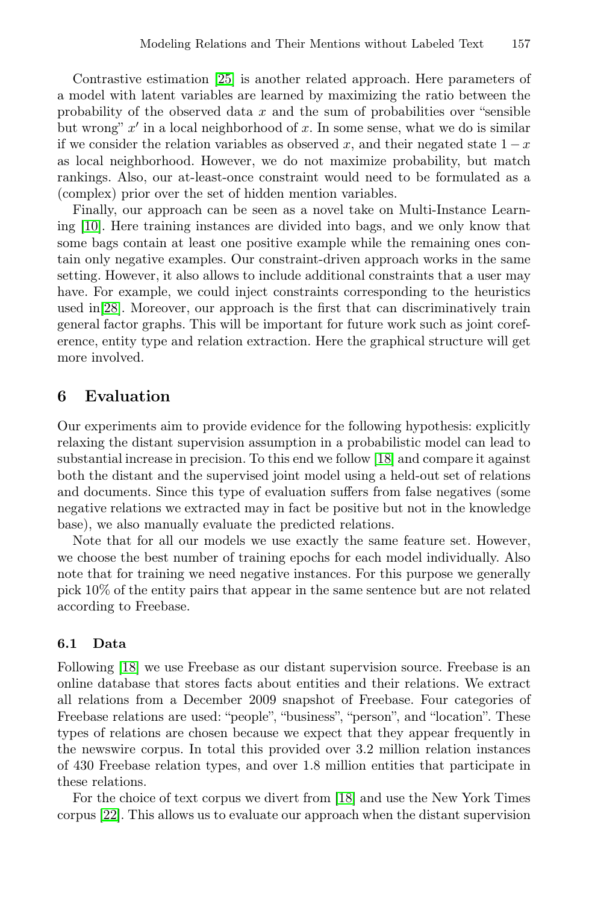Contrastive estimation [25] is another related approach. Here parameters of a model with latent variables are learned by maximizing the ratio between the probability of the observed data $x$ and the sum of probabilities over "sensible but wrong" $x'$ in a local neighborhood of $x$. In some sense, what we do is similar if we consider the relation variables as observed $x$, and their negated state $1 - x$ as local neighborhood. However, we do not maximize probability, but match rankings. Also, our at-least-once constraint would need to be formulated as a (complex) prior over the set of hidden mention variables.

Finally, our approach can be seen as a novel take on Multi-Instance Learning [10]. Here training instances are divided into bags, and we only know that some bags contain at least one positive example while the remaining ones contain only negative examples. Our constraint-driven approach works in the same setting. However, it also allows to include additional constraints that a user may have. For example, we could inject constraints corresponding to the heuristics used in[28]. Moreover, our approach is the first that can discriminatively train general factor graphs. This will be important for future work such as joint coreference, entity type and relation extraction. Here the graphical structure will get more involved.

## 6 Evaluation

Our experiments aim to provide evidence for the following hypothesis: explicitly relaxing the distant supervision assumption in a probabilistic model can lead to substantial increase in precision. To this end we follow [18] and compare it against both the distant and the supervised joint model using a held-out set of relations and documents. Since this type of evaluation suffers from false negatives (some negative relations we extracted may in fact be positive but not in the knowledge base), we also manually evaluate the predicted relations.

Note that for all our models we use exactly the same feature set. However, we choose the best number of training epochs for each model individually. Also note that for training we need negative instances. For this purpose we generally pick 10% of the entity pairs that appear in the same sentence but are not related according to Freebase.

### 6.1 Data

Following [18] we use Freebase as our distant supervision source. Freebase is an online database that stores facts about entities and their relations. We extract all relations from a December 2009 snapshot of Freebase. Four categories of Freebase relations are used: "people", "business", "person", and "location". These types of relations are chosen because we expect that they appear frequently in the newswire corpus. In total this provided over 3.2 million relation instances of 430 Freebase relation types, and over 1.8 million entities that participate in these relations.

For the choice of text corpus we divert from [18] and use the New York Times corpus [22]. This allows us to evaluate our approach when the distant supervision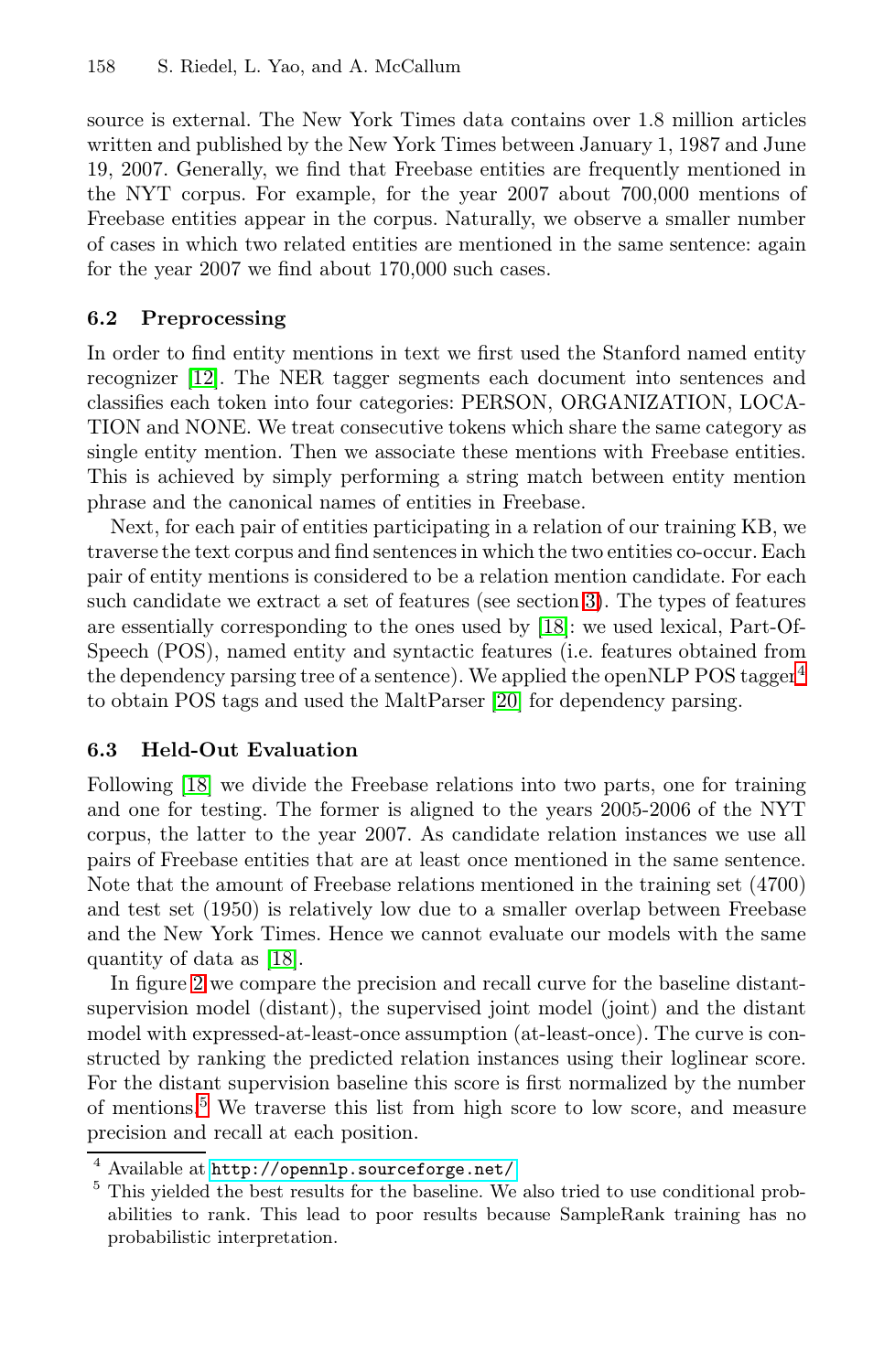source is external. The New York Times data contains over 1.8 million articles written and published by the New York Times between January 1, 1987 and June 19, 2007. Generally, we find that Freebase entities are frequently mentioned in the NYT corpus. For example, for the year 2007 about 700,000 mentions of Freebase entities appear in the corpus. Naturally, we observe a smaller number of cases in which two related entities are mentioned in the same sentence: again for the year 2007 we find about 170,000 such cases.

### 6.2 Preprocessing

In order to find entity mentions in text we first used the Stanford named entity recognizer [12]. The NER tagger segments each document into sentences and classifies each token into four categories: PERSON, ORGANIZATION, LOCATION and NONE. We treat consecutive tokens which share the same category as single entity mention. Then we associate these mentions with Freebase entities. This is achieved by simply performing a string match between entity mention phrase and the canonical names of entities in Freebase.

Next, for each pair of entities participating in a relation of our training KB, we traverse the text corpus and find sentences in which the two entities co-occur. Each pair of entity mentions is considered to be a relation mention candidate. For each such candidate we extract a set of features (see section 3). The types of features are essentially corresponding to the ones used by [18]: we used lexical, Part-Of-Speech (POS), named entity and syntactic features (i.e. features obtained from the dependency parsing tree of a sentence). We applied the openNLP POS tagger[4] to obtain POS tags and used the MaltParser [20] for dependency parsing.

### 6.3 Held-Out Evaluation

Following [18] we divide the Freebase relations into two parts, one for training and one for testing. The former is aligned to the years 2005-2006 of the NYT corpus, the latter to the year 2007. As candidate relation instances we use all pairs of Freebase entities that are at least once mentioned in the same sentence. Note that the amount of Freebase relations mentioned in the training set (4700) and test set (1950) is relatively low due to a smaller overlap between Freebase and the New York Times. Hence we cannot evaluate our models with the same quantity of data as [18].

In figure 2 we compare the precision and recall curve for the baseline distant-supervision model (distant), the supervised joint model (joint) and the distant model with expressed-at-least-once assumption (at-least-once). The curve is constructed by ranking the predicted relation instances using their loglinear score. For the distant supervision baseline this score is first normalized by the number of mentions.[5] We traverse this list from high score to low score, and measure precision and recall at each position.

---

[4] Available at http://opennlp.sourceforge.net/

[5] This yielded the best results for the baseline. We also tried to use conditional probabilities to rank. This lead to poor results because SampleRank training has no probabilistic interpretation.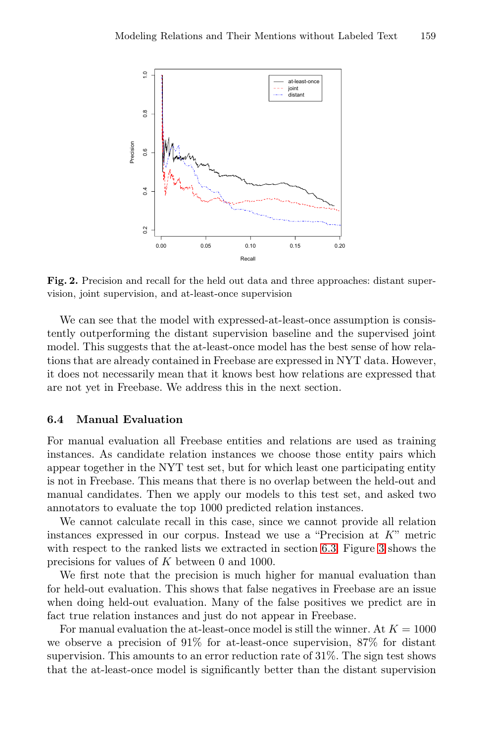**Fig. 2.** Precision and recall for the held out data and three approaches: distant supervision, joint supervision, and at-least-once supervision

We can see that the model with expressed-at-least-once assumption is consistently outperforming the distant supervision baseline and the supervised joint model. This suggests that the at-least-once model has the best sense of how relations that are already contained in Freebase are expressed in NYT data. However, it does not necessarily mean that it knows best how relations are expressed that are not yet in Freebase. We address this in the next section.

### 6.4 Manual Evaluation

For manual evaluation all Freebase entities and relations are used as training instances. As candidate relation instances we choose those entity pairs which appear together in the NYT test set, but for which least one participating entity is not in Freebase. This means that there is no overlap between the held-out and manual candidates. Then we apply our models to this test set, and asked two annotators to evaluate the top 1000 predicted relation instances.

We cannot calculate recall in this case, since we cannot provide all relation instances expressed in our corpus. Instead we use a "Precision at $K$" metric with respect to the ranked lists we extracted in section 6.3. Figure 3 shows the precisions for values of $K$ between 0 and 1000.

We first note that the precision is much higher for manual evaluation than for held-out evaluation. This shows that false negatives in Freebase are an issue when doing held-out evaluation. Many of the false positives we predict are in fact true relation instances and just do not appear in Freebase.

For manual evaluation the at-least-once model is still the winner. At $K = 1000$ we observe a precision of 91% for at-least-once supervision, 87% for distant supervision. This amounts to an error reduction rate of 31%. The sign test shows that the at-least-once model is significantly better than the distant supervision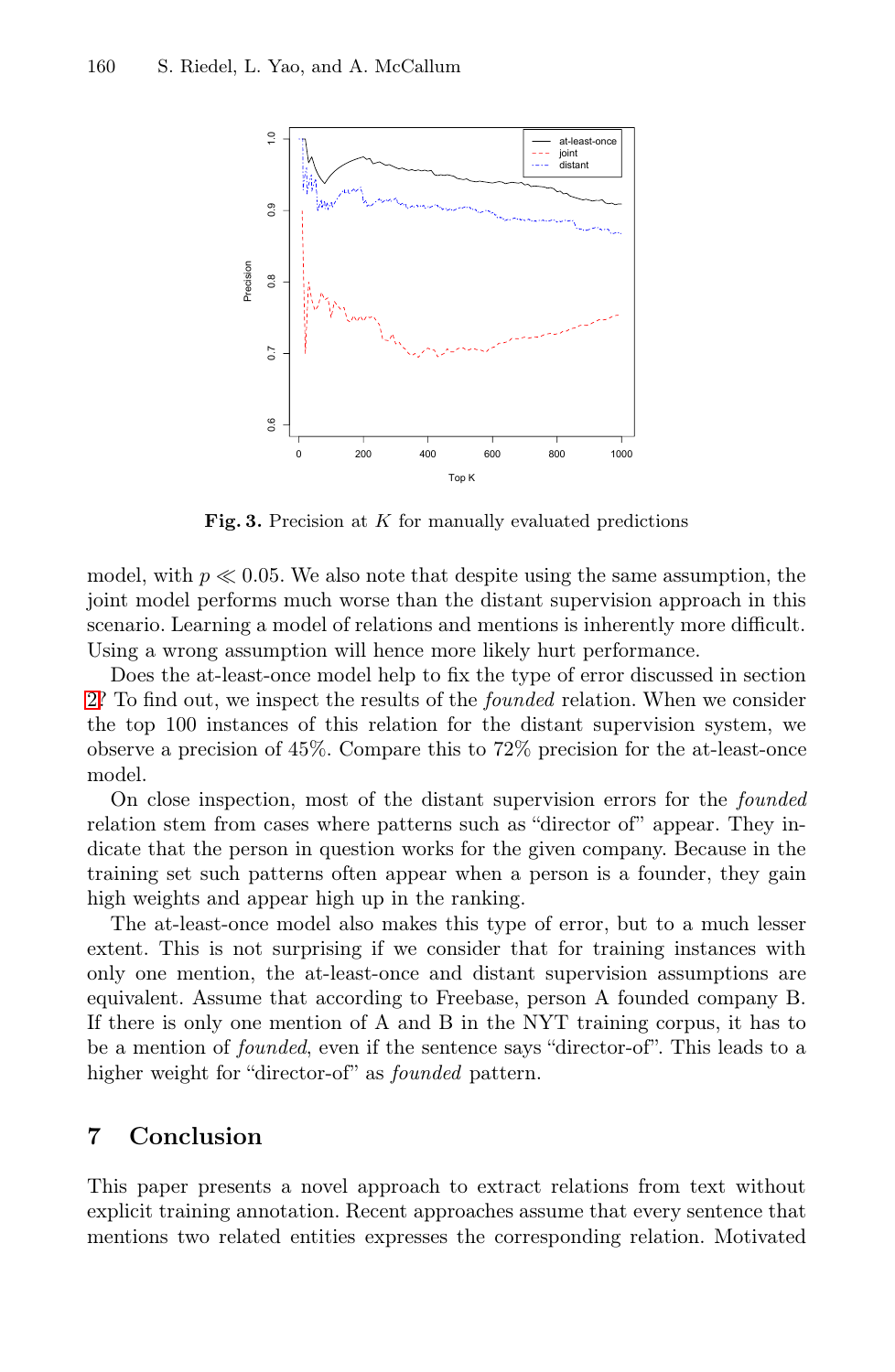Fig. 3. Precision at $K$ for manually evaluated predictions

model, with $p \ll 0.05$. We also note that despite using the same assumption, the joint model performs much worse than the distant supervision approach in this scenario. Learning a model of relations and mentions is inherently more difficult. Using a wrong assumption will hence more likely hurt performance.

Does the at-least-once model help to fix the type of error discussed in section 2? To find out, we inspect the results of the *founded* relation. When we consider the top 100 instances of this relation for the distant supervision system, we observe a precision of 45%. Compare this to 72% precision for the at-least-once model.

On close inspection, most of the distant supervision errors for the *founded* relation stem from cases where patterns such as "director of" appear. They indicate that the person in question works for the given company. Because in the training set such patterns often appear when a person is a founder, they gain high weights and appear high up in the ranking.

The at-least-once model also makes this type of error, but to a much lesser extent. This is not surprising if we consider that for training instances with only one mention, the at-least-once and distant supervision assumptions are equivalent. Assume that according to Freebase, person A founded company B. If there is only one mention of A and B in the NYT training corpus, it has to be a mention of *founded*, even if the sentence says "director-of". This leads to a higher weight for "director-of" as *founded* pattern.

## 7 Conclusion

This paper presents a novel approach to extract relations from text without explicit training annotation. Recent approaches assume that every sentence that mentions two related entities expresses the corresponding relation. Motivated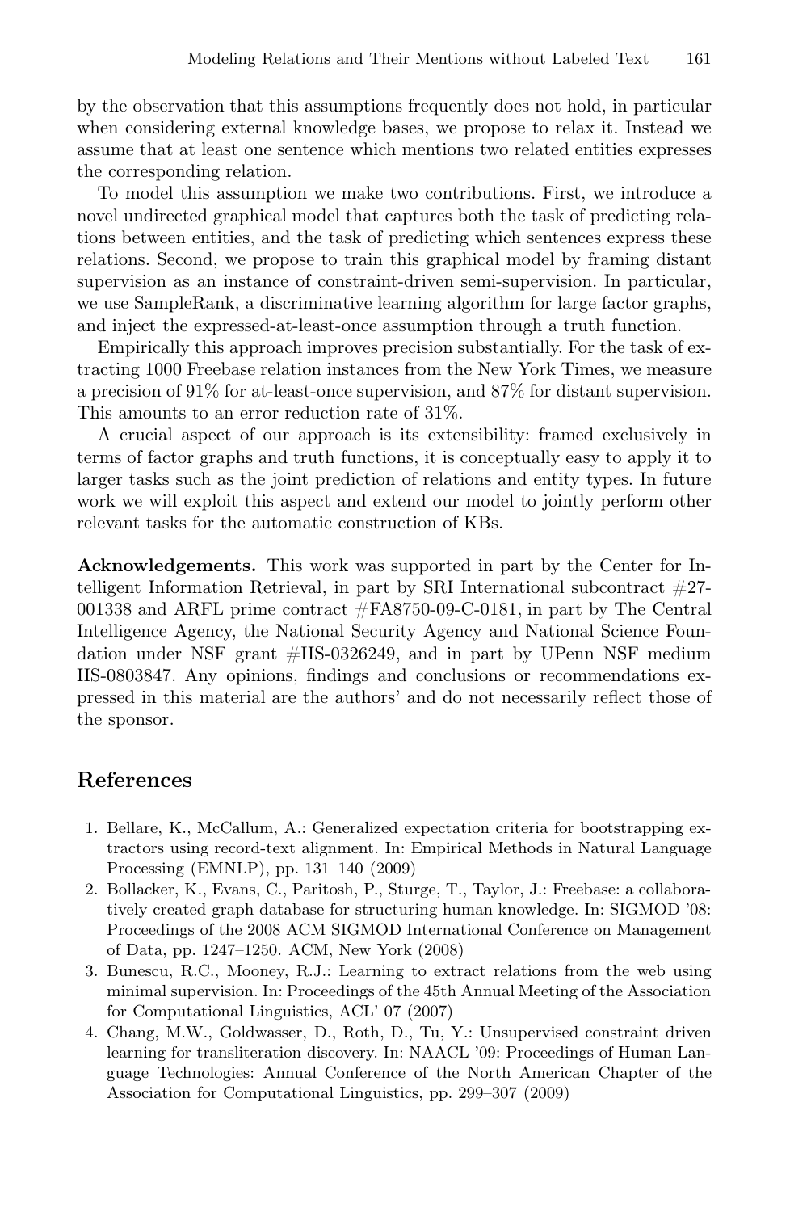by the observation that this assumptions frequently does not hold, in particular when considering external knowledge bases, we propose to relax it. Instead we assume that at least one sentence which mentions two related entities expresses the corresponding relation.

To model this assumption we make two contributions. First, we introduce a novel undirected graphical model that captures both the task of predicting relations between entities, and the task of predicting which sentences express these relations. Second, we propose to train this graphical model by framing distant supervision as an instance of constraint-driven semi-supervision. In particular, we use SampleRank, a discriminative learning algorithm for large factor graphs, and inject the expressed-at-least-once assumption through a truth function.

Empirically this approach improves precision substantially. For the task of extracting 1000 Freebase relation instances from the New York Times, we measure a precision of 91% for at-least-once supervision, and 87% for distant supervision. This amounts to an error reduction rate of 31%.

A crucial aspect of our approach is its extensibility: framed exclusively in terms of factor graphs and truth functions, it is conceptually easy to apply it to larger tasks such as the joint prediction of relations and entity types. In future work we will exploit this aspect and extend our model to jointly perform other relevant tasks for the automatic construction of KBs.

**Acknowledgements.** This work was supported in part by the Center for Intelligent Information Retrieval, in part by SRI International subcontract #27-001338 and ARFL prime contract #FA8750-09-C-0181, in part by The Central Intelligence Agency, the National Security Agency and National Science Foundation under NSF grant #IIS-0326249, and in part by UPenn NSF medium IIS-0803847. Any opinions, findings and conclusions or recommendations expressed in this material are the authors' and do not necessarily reflect those of the sponsor.

## References

1. Bellare, K., McCallum, A.: Generalized expectation criteria for bootstrapping extractors using record-text alignment. In: Empirical Methods in Natural Language Processing (EMNLP), pp. 131–140 (2009)
2. Bollacker, K., Evans, C., Paritosh, P., Sturge, T., Taylor, J.: Freebase: a collaboratively created graph database for structuring human knowledge. In: SIGMOD '08: Proceedings of the 2008 ACM SIGMOD International Conference on Management of Data, pp. 1247–1250. ACM, New York (2008)
3. Bunescu, R.C., Mooney, R.J.: Learning to extract relations from the web using minimal supervision. In: Proceedings of the 45th Annual Meeting of the Association for Computational Linguistics, ACL' 07 (2007)
4. Chang, M.W., Goldwasser, D., Roth, D., Tu, Y.: Unsupervised constraint driven learning for transliteration discovery. In: NAACL '09: Proceedings of Human Language Technologies: Annual Conference of the North American Chapter of the Association for Computational Linguistics, pp. 299–307 (2009)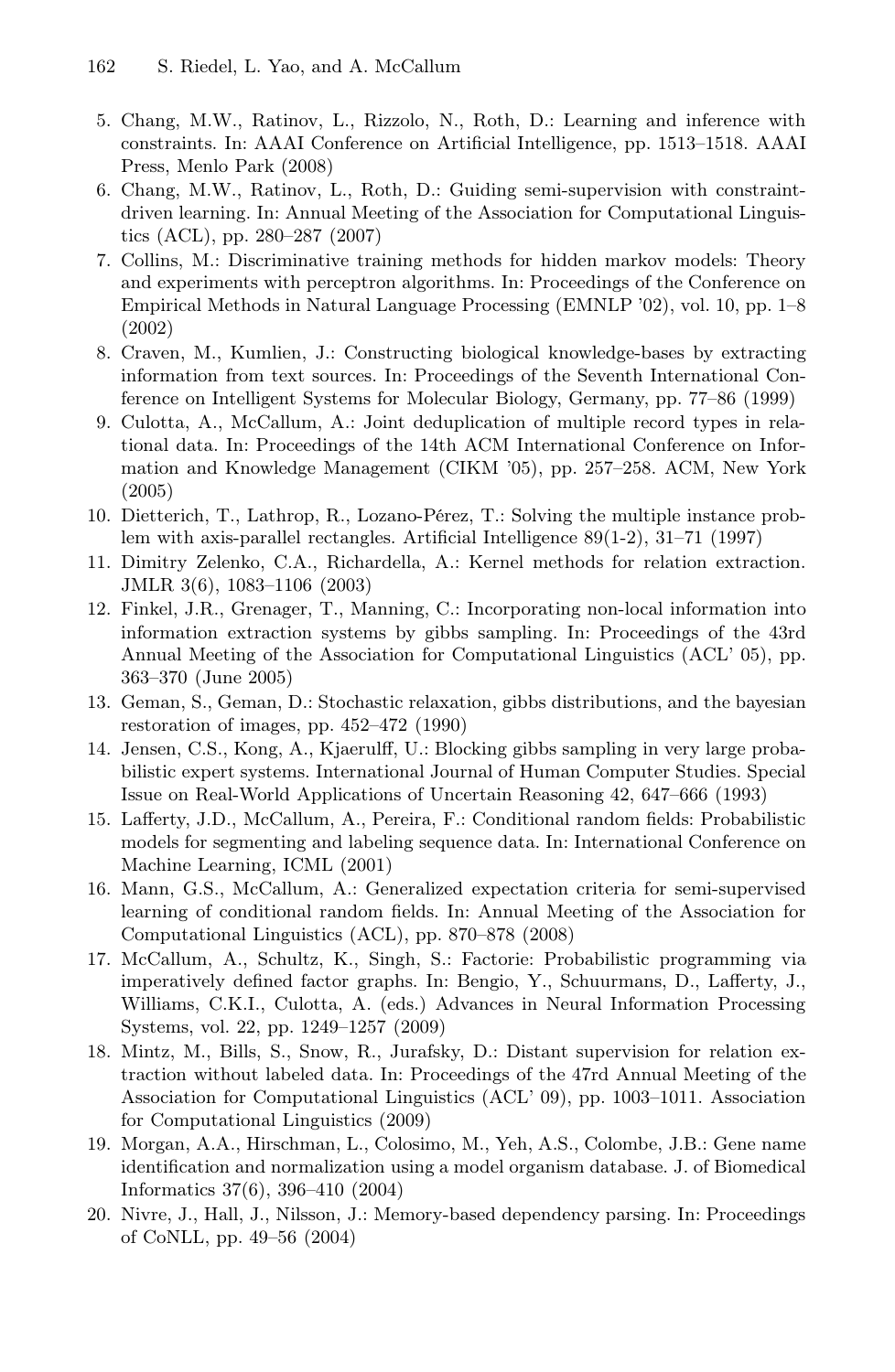5. Chang, M.W., Ratinov, L., Rizzolo, N., Roth, D.: Learning and inference with constraints. In: AAAI Conference on Artificial Intelligence, pp. 1513–1518. AAAI Press, Menlo Park (2008)
6. Chang, M.W., Ratinov, L., Roth, D.: Guiding semi-supervision with constraint-driven learning. In: Annual Meeting of the Association for Computational Linguistics (ACL), pp. 280–287 (2007)
7. Collins, M.: Discriminative training methods for hidden markov models: Theory and experiments with perceptron algorithms. In: Proceedings of the Conference on Empirical Methods in Natural Language Processing (EMNLP '02), vol. 10, pp. 1–8 (2002)
8. Craven, M., Kumlien, J.: Constructing biological knowledge-bases by extracting information from text sources. In: Proceedings of the Seventh International Conference on Intelligent Systems for Molecular Biology, Germany, pp. 77–86 (1999)
9. Culotta, A., McCallum, A.: Joint deduplication of multiple record types in relational data. In: Proceedings of the 14th ACM International Conference on Information and Knowledge Management (CIKM '05), pp. 257–258. ACM, New York (2005)
10. Dietterich, T., Lathrop, R., Lozano-Pérez, T.: Solving the multiple instance problem with axis-parallel rectangles. Artificial Intelligence 89(1-2), 31–71 (1997)
11. Dimitry Zelenko, C.A., Richardella, A.: Kernel methods for relation extraction. JMLR 3(6), 1083–1106 (2003)
12. Finkel, J.R., Grenager, T., Manning, C.: Incorporating non-local information into information extraction systems by gibbs sampling. In: Proceedings of the 43rd Annual Meeting of the Association for Computational Linguistics (ACL' 05), pp. 363–370 (June 2005)
13. Geman, S., Geman, D.: Stochastic relaxation, gibbs distributions, and the bayesian restoration of images, pp. 452–472 (1990)
14. Jensen, C.S., Kong, A., Kjaerulff, U.: Blocking gibbs sampling in very large probabilistic expert systems. International Journal of Human Computer Studies. Special Issue on Real-World Applications of Uncertain Reasoning 42, 647–666 (1993)
15. Lafferty, J.D., McCallum, A., Pereira, F.: Conditional random fields: Probabilistic models for segmenting and labeling sequence data. In: International Conference on Machine Learning, ICML (2001)
16. Mann, G.S., McCallum, A.: Generalized expectation criteria for semi-supervised learning of conditional random fields. In: Annual Meeting of the Association for Computational Linguistics (ACL), pp. 870–878 (2008)
17. McCallum, A., Schultz, K., Singh, S.: Factorie: Probabilistic programming via imperatively defined factor graphs. In: Bengio, Y., Schuurmans, D., Lafferty, J., Williams, C.K.I., Culotta, A. (eds.) Advances in Neural Information Processing Systems, vol. 22, pp. 1249–1257 (2009)
18. Mintz, M., Bills, S., Snow, R., Jurafsky, D.: Distant supervision for relation extraction without labeled data. In: Proceedings of the 47rd Annual Meeting of the Association for Computational Linguistics (ACL' 09), pp. 1003–1011. Association for Computational Linguistics (2009)
19. Morgan, A.A., Hirschman, L., Colosimo, M., Yeh, A.S., Colombe, J.B.: Gene name identification and normalization using a model organism database. J. of Biomedical Informatics 37(6), 396–410 (2004)
20. Nivre, J., Hall, J., Nilsson, J.: Memory-based dependency parsing. In: Proceedings of CoNLL, pp. 49–56 (2004)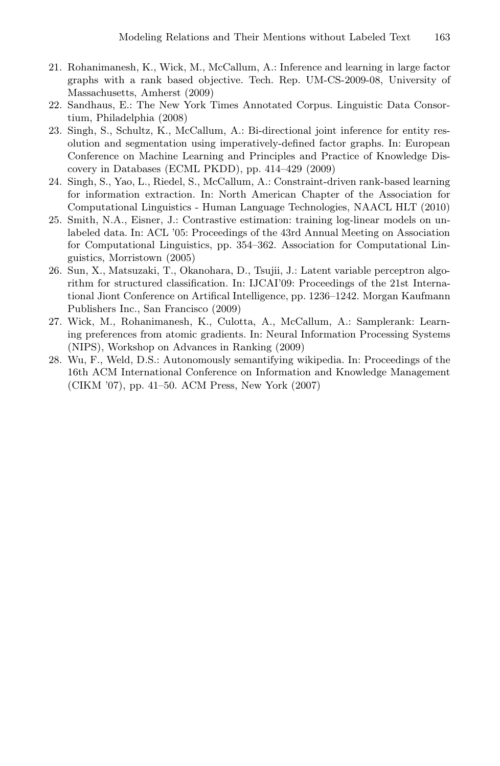21. Rohanimanesh, K., Wick, M., McCallum, A.: Inference and learning in large factor graphs with a rank based objective. Tech. Rep. UM-CS-2009-08, University of Massachusetts, Amherst (2009)
22. Sandhaus, E.: The New York Times Annotated Corpus. Linguistic Data Consortium, Philadelphia (2008)
23. Singh, S., Schultz, K., McCallum, A.: Bi-directional joint inference for entity resolution and segmentation using imperatively-defined factor graphs. In: European Conference on Machine Learning and Principles and Practice of Knowledge Discovery in Databases (ECML PKDD), pp. 414–429 (2009)
24. Singh, S., Yao, L., Riedel, S., McCallum, A.: Constraint-driven rank-based learning for information extraction. In: North American Chapter of the Association for Computational Linguistics - Human Language Technologies, NAACL HLT (2010)
25. Smith, N.A., Eisner, J.: Contrastive estimation: training log-linear models on unlabeled data. In: ACL '05: Proceedings of the 43rd Annual Meeting on Association for Computational Linguistics, pp. 354–362. Association for Computational Linguistics, Morristown (2005)
26. Sun, X., Matsuzaki, T., Okanohara, D., Tsujii, J.: Latent variable perceptron algorithm for structured classification. In: IJCAI'09: Proceedings of the 21st International Jiont Conference on Artifical Intelligence, pp. 1236–1242. Morgan Kaufmann Publishers Inc., San Francisco (2009)
27. Wick, M., Rohanimanesh, K., Culotta, A., McCallum, A.: Samplerank: Learning preferences from atomic gradients. In: Neural Information Processing Systems (NIPS), Workshop on Advances in Ranking (2009)
28. Wu, F., Weld, D.S.: Autonomously semantifying wikipedia. In: Proceedings of the 16th ACM International Conference on Information and Knowledge Management (CIKM '07), pp. 41–50. ACM Press, New York (2007)